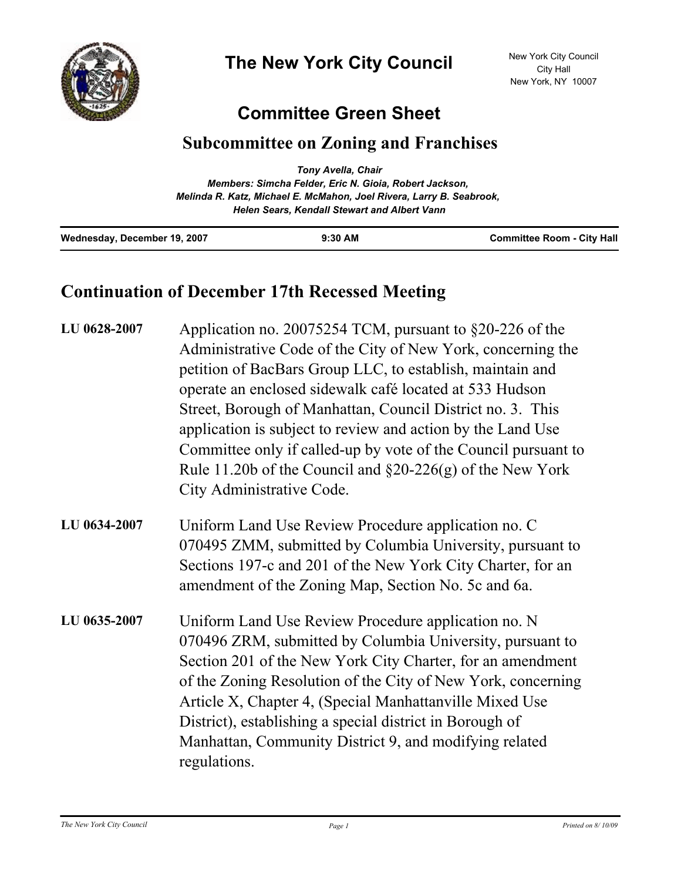# The New York City Council

New York City Council
City Hall
New York, NY 10007

## Committee Green Sheet

### Subcommittee on Zoning and Franchises

*Tony Avella, Chair*
*Members: Simcha Felder, Eric N. Gioia, Robert Jackson, Melinda R. Katz, Michael E. McMahon, Joel Rivera, Larry B. Seabrook, Helen Sears, Kendall Stewart and Albert Vann*

**Wednesday, December 19, 2007** | **9:30 AM** | **Committee Room - City Hall**

## Continuation of December 17th Recessed Meeting

**LU 0628-2007** Application no. 20075254 TCM, pursuant to §20-226 of the Administrative Code of the City of New York, concerning the petition of BacBars Group LLC, to establish, maintain and operate an enclosed sidewalk café located at 533 Hudson Street, Borough of Manhattan, Council District no. 3. This application is subject to review and action by the Land Use Committee only if called-up by vote of the Council pursuant to Rule 11.20b of the Council and §20-226(g) of the New York City Administrative Code.

**LU 0634-2007** Uniform Land Use Review Procedure application no. C 070495 ZMM, submitted by Columbia University, pursuant to Sections 197-c and 201 of the New York City Charter, for an amendment of the Zoning Map, Section No. 5c and 6a.

**LU 0635-2007** Uniform Land Use Review Procedure application no. N 070496 ZRM, submitted by Columbia University, pursuant to Section 201 of the New York City Charter, for an amendment of the Zoning Resolution of the City of New York, concerning Article X, Chapter 4, (Special Manhattanville Mixed Use District), establishing a special district in Borough of Manhattan, Community District 9, and modifying related regulations.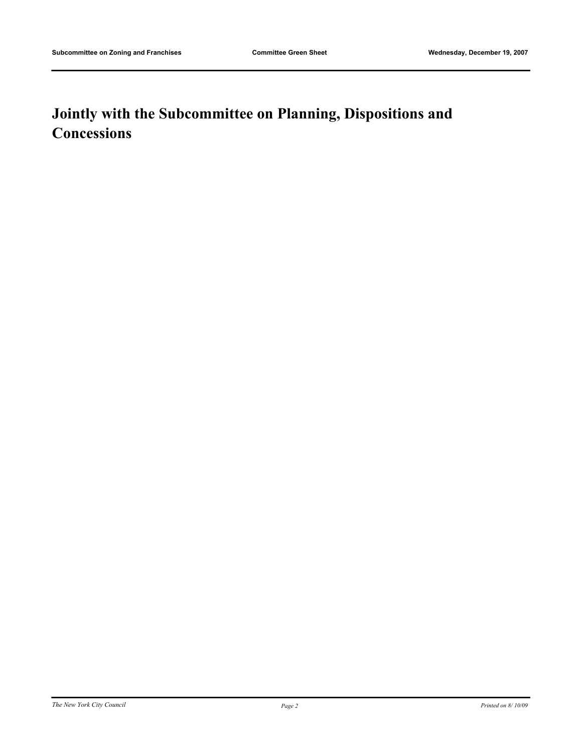# Jointly with the Subcommittee on Planning, Dispositions and Concessions